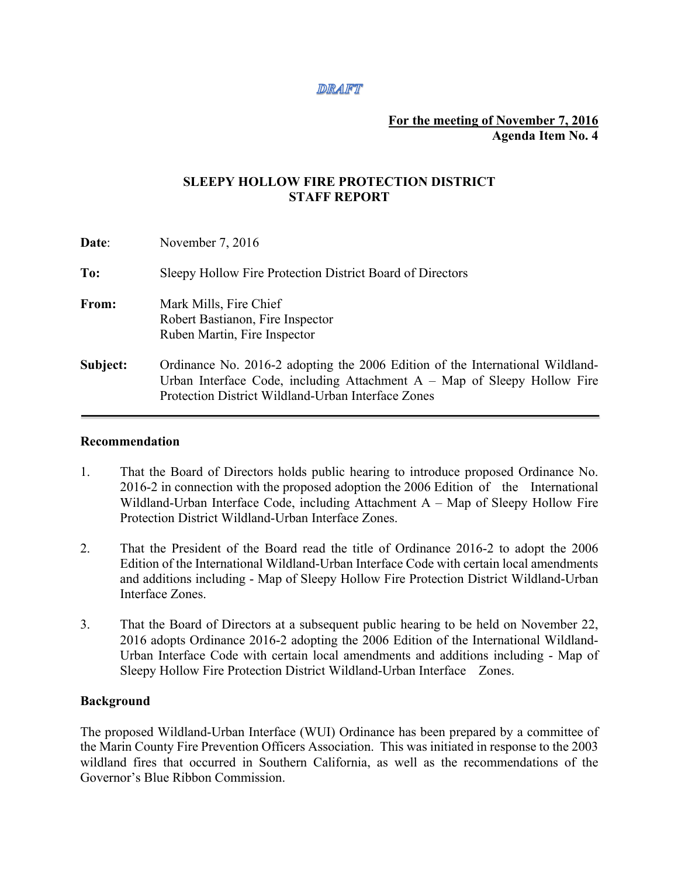DRAFT

**For the meeting of November 7, 2016**
**Agenda Item No. 4**

# SLEEPY HOLLOW FIRE PROTECTION DISTRICT
# STAFF REPORT

**Date**: November 7, 2016

**To:** Sleepy Hollow Fire Protection District Board of Directors

**From:** Mark Mills, Fire Chief
Robert Bastianon, Fire Inspector
Ruben Martin, Fire Inspector

**Subject:** Ordinance No. 2016-2 adopting the 2006 Edition of the International Wildland-Urban Interface Code, including Attachment A – Map of Sleepy Hollow Fire Protection District Wildland-Urban Interface Zones

---

## Recommendation

1. That the Board of Directors holds public hearing to introduce proposed Ordinance No. 2016-2 in connection with the proposed adoption the 2006 Edition of the International Wildland-Urban Interface Code, including Attachment A – Map of Sleepy Hollow Fire Protection District Wildland-Urban Interface Zones.

2. That the President of the Board read the title of Ordinance 2016-2 to adopt the 2006 Edition of the International Wildland-Urban Interface Code with certain local amendments and additions including - Map of Sleepy Hollow Fire Protection District Wildland-Urban Interface Zones.

3. That the Board of Directors at a subsequent public hearing to be held on November 22, 2016 adopts Ordinance 2016-2 adopting the 2006 Edition of the International Wildland-Urban Interface Code with certain local amendments and additions including - Map of Sleepy Hollow Fire Protection District Wildland-Urban Interface Zones.

## Background

The proposed Wildland-Urban Interface (WUI) Ordinance has been prepared by a committee of the Marin County Fire Prevention Officers Association. This was initiated in response to the 2003 wildland fires that occurred in Southern California, as well as the recommendations of the Governor's Blue Ribbon Commission.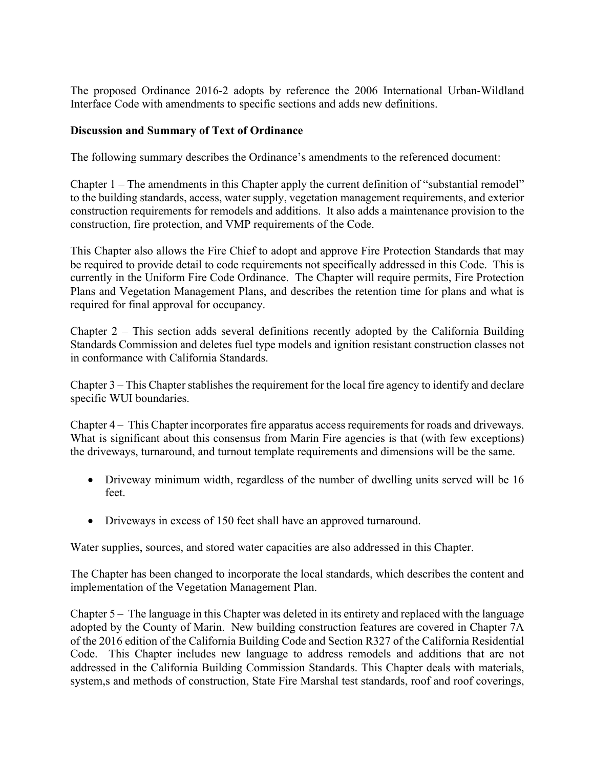The proposed Ordinance 2016-2 adopts by reference the 2006 International Urban-Wildland Interface Code with amendments to specific sections and adds new definitions.

**Discussion and Summary of Text of Ordinance**

The following summary describes the Ordinance's amendments to the referenced document:

Chapter 1 – The amendments in this Chapter apply the current definition of "substantial remodel" to the building standards, access, water supply, vegetation management requirements, and exterior construction requirements for remodels and additions. It also adds a maintenance provision to the construction, fire protection, and VMP requirements of the Code.

This Chapter also allows the Fire Chief to adopt and approve Fire Protection Standards that may be required to provide detail to code requirements not specifically addressed in this Code. This is currently in the Uniform Fire Code Ordinance. The Chapter will require permits, Fire Protection Plans and Vegetation Management Plans, and describes the retention time for plans and what is required for final approval for occupancy.

Chapter 2 – This section adds several definitions recently adopted by the California Building Standards Commission and deletes fuel type models and ignition resistant construction classes not in conformance with California Standards.

Chapter 3 – This Chapter stablishes the requirement for the local fire agency to identify and declare specific WUI boundaries.

Chapter 4 – This Chapter incorporates fire apparatus access requirements for roads and driveways. What is significant about this consensus from Marin Fire agencies is that (with few exceptions) the driveways, turnaround, and turnout template requirements and dimensions will be the same.

- Driveway minimum width, regardless of the number of dwelling units served will be 16 feet.
- Driveways in excess of 150 feet shall have an approved turnaround.

Water supplies, sources, and stored water capacities are also addressed in this Chapter.

The Chapter has been changed to incorporate the local standards, which describes the content and implementation of the Vegetation Management Plan.

Chapter 5 – The language in this Chapter was deleted in its entirety and replaced with the language adopted by the County of Marin. New building construction features are covered in Chapter 7A of the 2016 edition of the California Building Code and Section R327 of the California Residential Code. This Chapter includes new language to address remodels and additions that are not addressed in the California Building Commission Standards. This Chapter deals with materials, system,s and methods of construction, State Fire Marshal test standards, roof and roof coverings,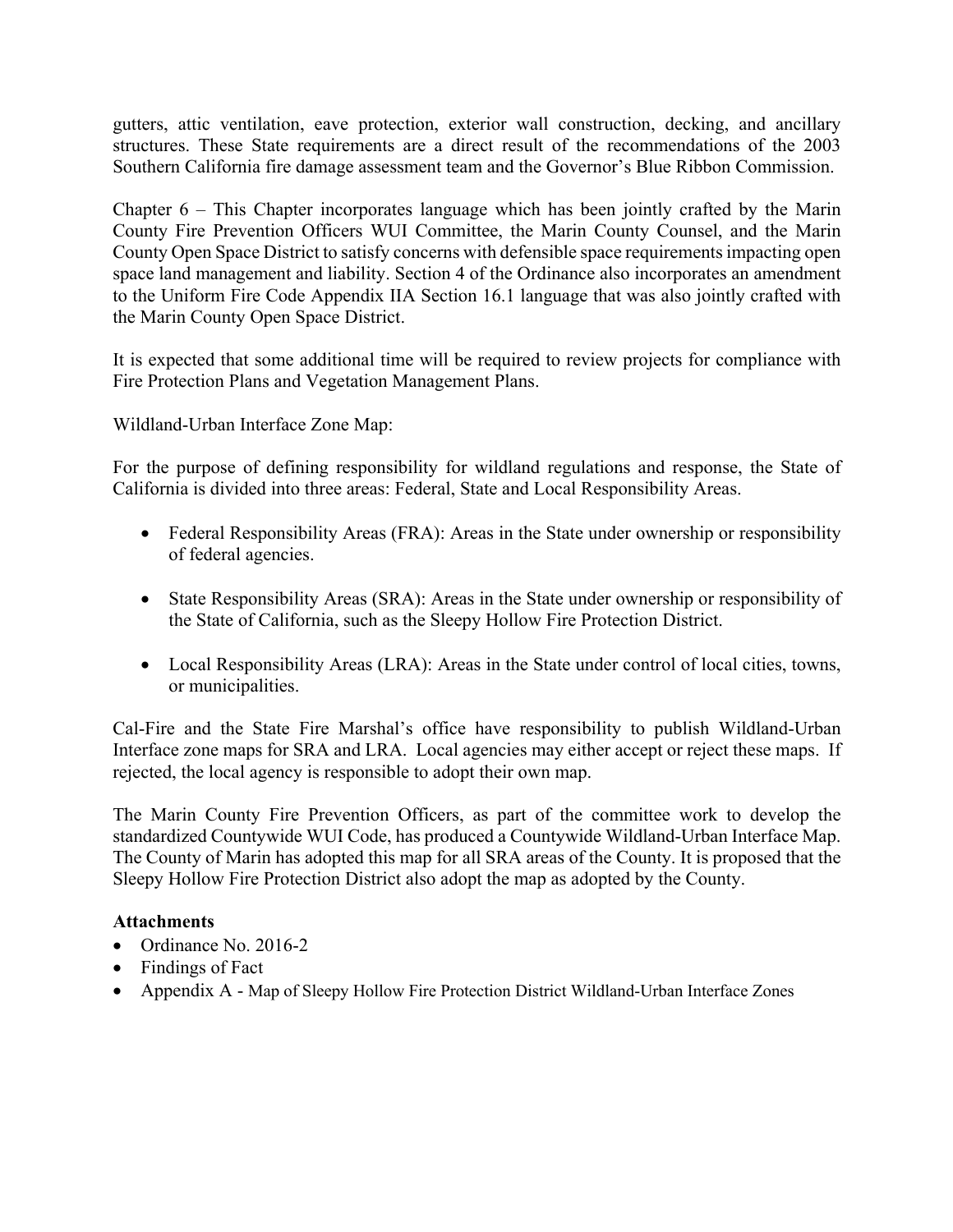gutters, attic ventilation, eave protection, exterior wall construction, decking, and ancillary structures. These State requirements are a direct result of the recommendations of the 2003 Southern California fire damage assessment team and the Governor's Blue Ribbon Commission.

Chapter 6 – This Chapter incorporates language which has been jointly crafted by the Marin County Fire Prevention Officers WUI Committee, the Marin County Counsel, and the Marin County Open Space District to satisfy concerns with defensible space requirements impacting open space land management and liability. Section 4 of the Ordinance also incorporates an amendment to the Uniform Fire Code Appendix IIA Section 16.1 language that was also jointly crafted with the Marin County Open Space District.

It is expected that some additional time will be required to review projects for compliance with Fire Protection Plans and Vegetation Management Plans.

Wildland-Urban Interface Zone Map:

For the purpose of defining responsibility for wildland regulations and response, the State of California is divided into three areas: Federal, State and Local Responsibility Areas.

- Federal Responsibility Areas (FRA): Areas in the State under ownership or responsibility of federal agencies.

- State Responsibility Areas (SRA): Areas in the State under ownership or responsibility of the State of California, such as the Sleepy Hollow Fire Protection District.

- Local Responsibility Areas (LRA): Areas in the State under control of local cities, towns, or municipalities.

Cal-Fire and the State Fire Marshal's office have responsibility to publish Wildland-Urban Interface zone maps for SRA and LRA. Local agencies may either accept or reject these maps. If rejected, the local agency is responsible to adopt their own map.

The Marin County Fire Prevention Officers, as part of the committee work to develop the standardized Countywide WUI Code, has produced a Countywide Wildland-Urban Interface Map. The County of Marin has adopted this map for all SRA areas of the County. It is proposed that the Sleepy Hollow Fire Protection District also adopt the map as adopted by the County.

**Attachments**

- Ordinance No. 2016-2
- Findings of Fact
- Appendix A - Map of Sleepy Hollow Fire Protection District Wildland-Urban Interface Zones